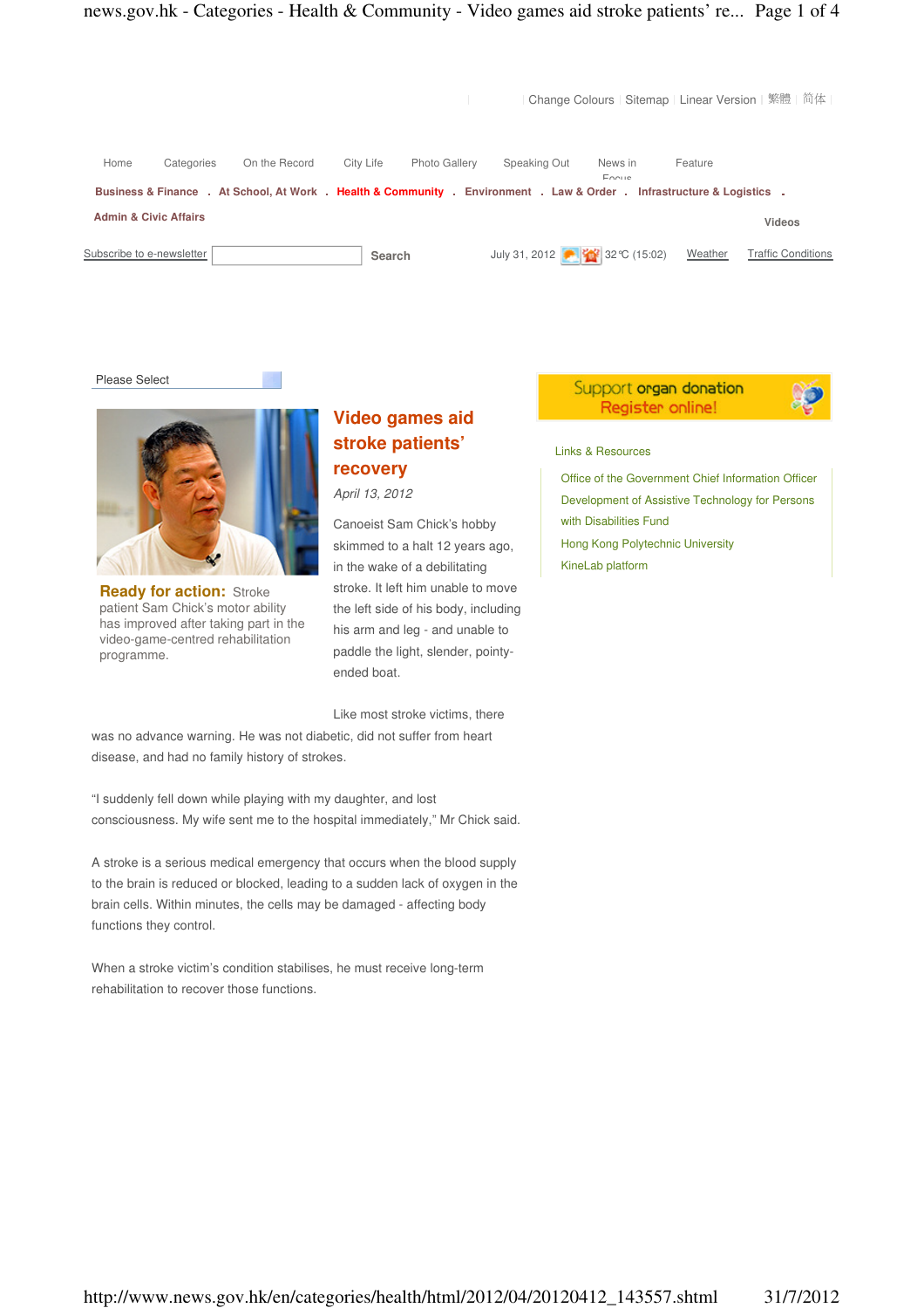| Change Colours | Sitemap | Linear Version | 繁體 | 简体 |

Home Categories On the Record City Life Photo Gallery Speaking Out News in Focus Feature

**Business & Finance** . **At School, At Work** . **Health & Community** . **Environment** . **Law & Order** . **Infrastructure & Logistics** . **Admin & Civic Affairs**

**Videos**

Subscribe to e-newsletter Search July 31, 2012 32℃ (15:02) Weather Traffic Conditions

Please Select

**Ready for action:** Stroke patient Sam Chick's motor ability has improved after taking part in the video-game-centred rehabilitation programme.

# Video games aid stroke patients' recovery

*April 13, 2012*

Canoeist Sam Chick's hobby skimmed to a halt 12 years ago, in the wake of a debilitating stroke. It left him unable to move the left side of his body, including his arm and leg - and unable to paddle the light, slender, pointy-ended boat.

Like most stroke victims, there was no advance warning. He was not diabetic, did not suffer from heart disease, and had no family history of strokes.

"I suddenly fell down while playing with my daughter, and lost consciousness. My wife sent me to the hospital immediately," Mr Chick said.

A stroke is a serious medical emergency that occurs when the blood supply to the brain is reduced or blocked, leading to a sudden lack of oxygen in the brain cells. Within minutes, the cells may be damaged - affecting body functions they control.

When a stroke victim's condition stabilises, he must receive long-term rehabilitation to recover those functions.

Support organ donation Register online!

Links & Resources

- Office of the Government Chief Information Officer
- Development of Assistive Technology for Persons with Disabilities Fund
- Hong Kong Polytechnic University
- KineLab platform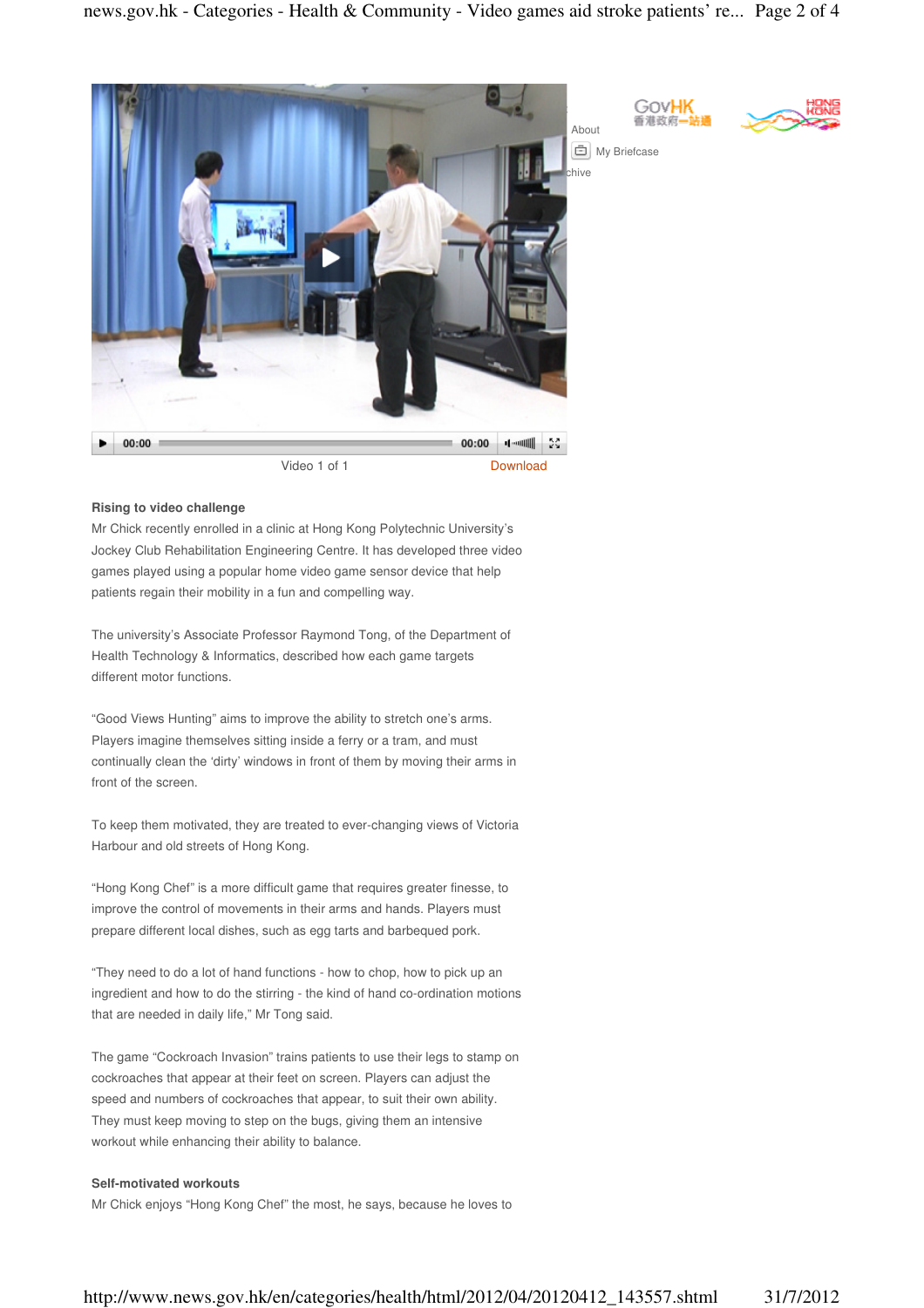Video 1 of 1

Download

### Rising to video challenge

Mr Chick recently enrolled in a clinic at Hong Kong Polytechnic University's Jockey Club Rehabilitation Engineering Centre. It has developed three video games played using a popular home video game sensor device that help patients regain their mobility in a fun and compelling way.

The university's Associate Professor Raymond Tong, of the Department of Health Technology & Informatics, described how each game targets different motor functions.

"Good Views Hunting" aims to improve the ability to stretch one's arms. Players imagine themselves sitting inside a ferry or a tram, and must continually clean the 'dirty' windows in front of them by moving their arms in front of the screen.

To keep them motivated, they are treated to ever-changing views of Victoria Harbour and old streets of Hong Kong.

"Hong Kong Chef" is a more difficult game that requires greater finesse, to improve the control of movements in their arms and hands. Players must prepare different local dishes, such as egg tarts and barbequed pork.

"They need to do a lot of hand functions - how to chop, how to pick up an ingredient and how to do the stirring - the kind of hand co-ordination motions that are needed in daily life," Mr Tong said.

The game "Cockroach Invasion" trains patients to use their legs to stamp on cockroaches that appear at their feet on screen. Players can adjust the speed and numbers of cockroaches that appear, to suit their own ability. They must keep moving to step on the bugs, giving them an intensive workout while enhancing their ability to balance.

### Self-motivated workouts

Mr Chick enjoys "Hong Kong Chef" the most, he says, because he loves to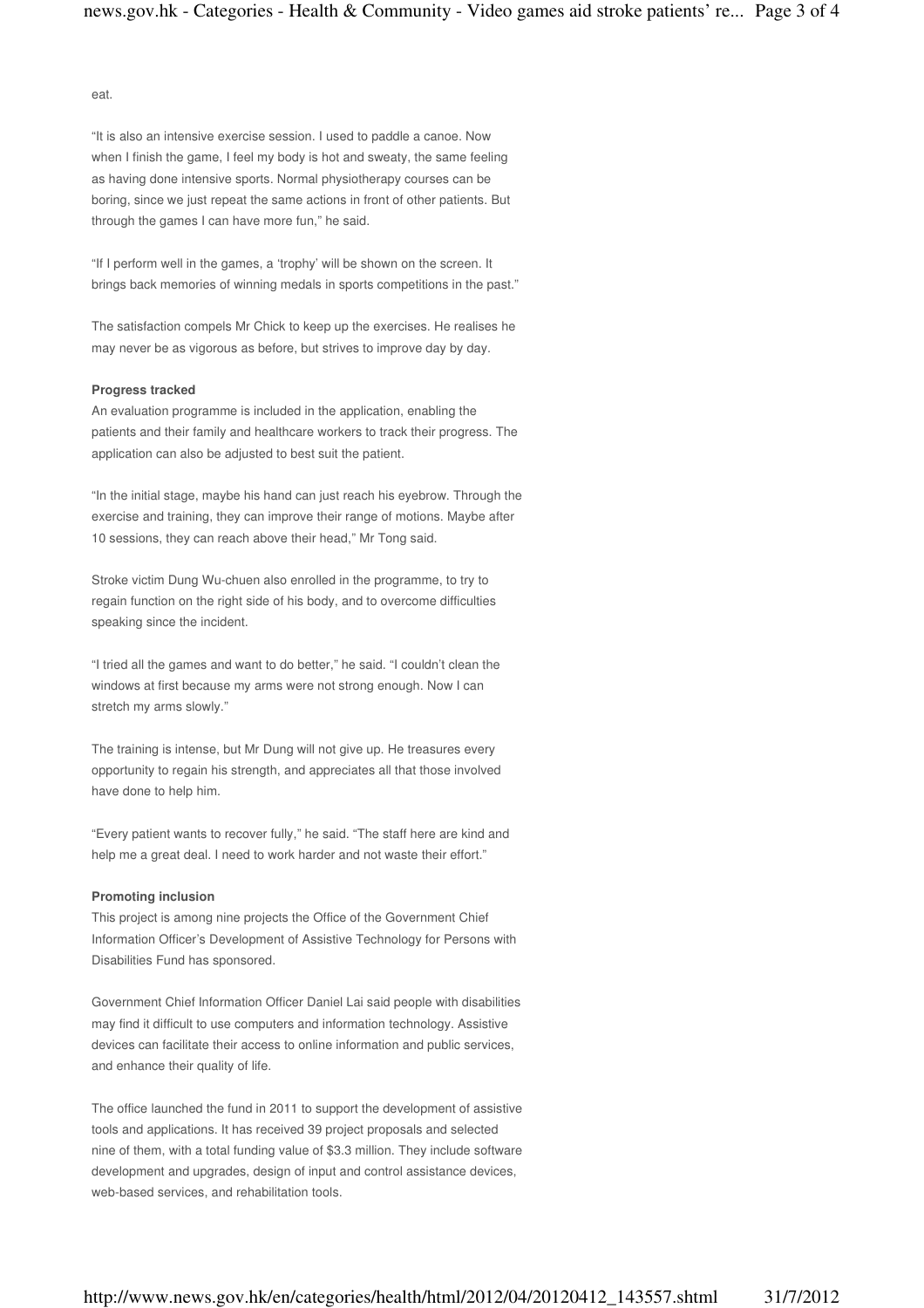eat.

"It is also an intensive exercise session. I used to paddle a canoe. Now when I finish the game, I feel my body is hot and sweaty, the same feeling as having done intensive sports. Normal physiotherapy courses can be boring, since we just repeat the same actions in front of other patients. But through the games I can have more fun," he said.

"If I perform well in the games, a 'trophy' will be shown on the screen. It brings back memories of winning medals in sports competitions in the past."

The satisfaction compels Mr Chick to keep up the exercises. He realises he may never be as vigorous as before, but strives to improve day by day.

**Progress tracked**

An evaluation programme is included in the application, enabling the patients and their family and healthcare workers to track their progress. The application can also be adjusted to best suit the patient.

"In the initial stage, maybe his hand can just reach his eyebrow. Through the exercise and training, they can improve their range of motions. Maybe after 10 sessions, they can reach above their head," Mr Tong said.

Stroke victim Dung Wu-chuen also enrolled in the programme, to try to regain function on the right side of his body, and to overcome difficulties speaking since the incident.

"I tried all the games and want to do better," he said. "I couldn't clean the windows at first because my arms were not strong enough. Now I can stretch my arms slowly."

The training is intense, but Mr Dung will not give up. He treasures every opportunity to regain his strength, and appreciates all that those involved have done to help him.

"Every patient wants to recover fully," he said. "The staff here are kind and help me a great deal. I need to work harder and not waste their effort."

**Promoting inclusion**

This project is among nine projects the Office of the Government Chief Information Officer's Development of Assistive Technology for Persons with Disabilities Fund has sponsored.

Government Chief Information Officer Daniel Lai said people with disabilities may find it difficult to use computers and information technology. Assistive devices can facilitate their access to online information and public services, and enhance their quality of life.

The office launched the fund in 2011 to support the development of assistive tools and applications. It has received 39 project proposals and selected nine of them, with a total funding value of $3.3 million. They include software development and upgrades, design of input and control assistance devices, web-based services, and rehabilitation tools.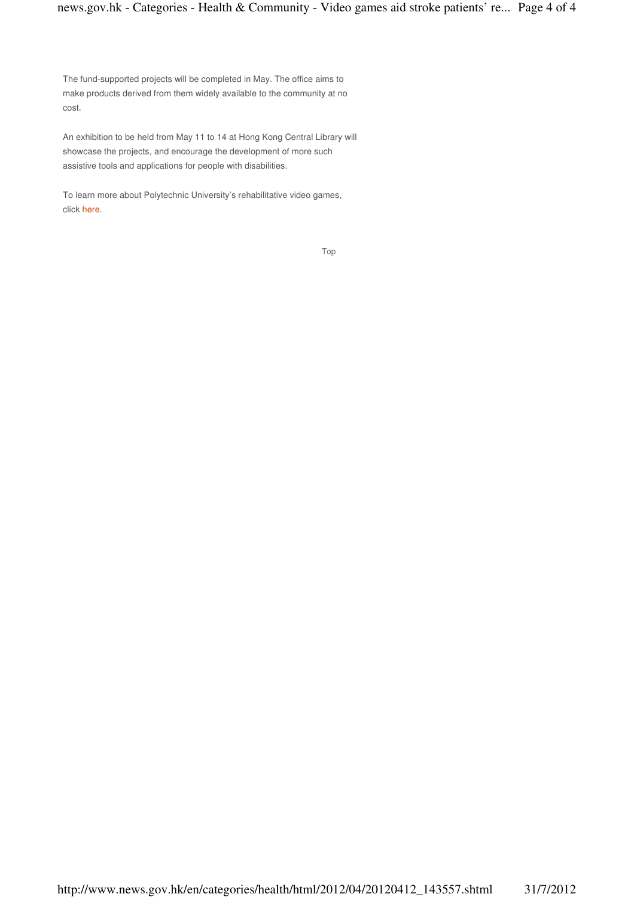The fund-supported projects will be completed in May. The office aims to make products derived from them widely available to the community at no cost.

An exhibition to be held from May 11 to 14 at Hong Kong Central Library will showcase the projects, and encourage the development of more such assistive tools and applications for people with disabilities.

To learn more about Polytechnic University's rehabilitative video games, click here.

Top